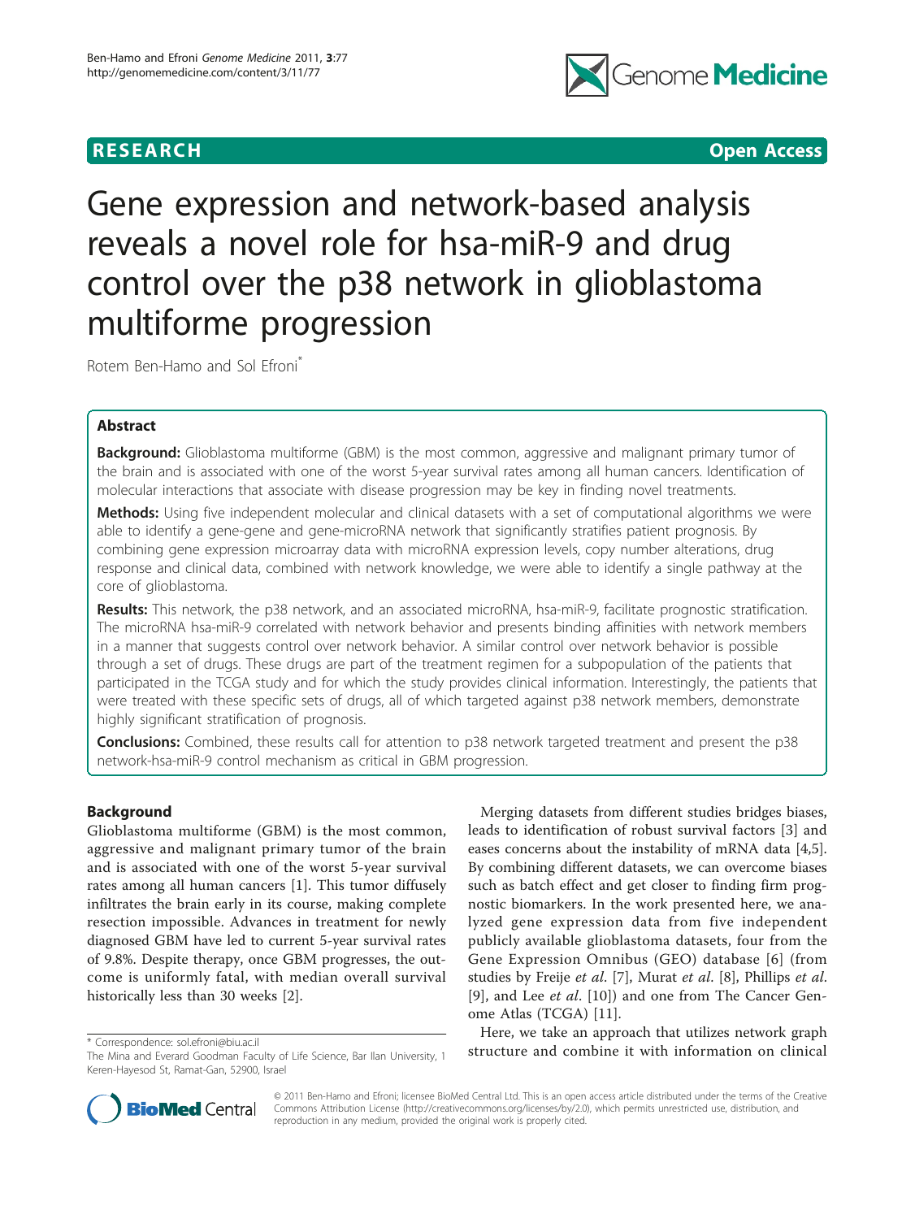RESEARCH Open Access

# Gene expression and network-based analysis reveals a novel role for hsa-miR-9 and drug control over the p38 network in glioblastoma multiforme progression

Rotem Ben-Hamo and Sol Efroni[*]

## Abstract

**Background:** Glioblastoma multiforme (GBM) is the most common, aggressive and malignant primary tumor of the brain and is associated with one of the worst 5-year survival rates among all human cancers. Identification of molecular interactions that associate with disease progression may be key in finding novel treatments.

**Methods:** Using five independent molecular and clinical datasets with a set of computational algorithms we were able to identify a gene-gene and gene-microRNA network that significantly stratifies patient prognosis. By combining gene expression microarray data with microRNA expression levels, copy number alterations, drug response and clinical data, combined with network knowledge, we were able to identify a single pathway at the core of glioblastoma.

**Results:** This network, the p38 network, and an associated microRNA, hsa-miR-9, facilitate prognostic stratification. The microRNA hsa-miR-9 correlated with network behavior and presents binding affinities with network members in a manner that suggests control over network behavior. A similar control over network behavior is possible through a set of drugs. These drugs are part of the treatment regimen for a subpopulation of the patients that participated in the TCGA study and for which the study provides clinical information. Interestingly, the patients that were treated with these specific sets of drugs, all of which targeted against p38 network members, demonstrate highly significant stratification of prognosis.

**Conclusions:** Combined, these results call for attention to p38 network targeted treatment and present the p38 network-hsa-miR-9 control mechanism as critical in GBM progression.

## Background

Glioblastoma multiforme (GBM) is the most common, aggressive and malignant primary tumor of the brain and is associated with one of the worst 5-year survival rates among all human cancers [1]. This tumor diffusely infiltrates the brain early in its course, making complete resection impossible. Advances in treatment for newly diagnosed GBM have led to current 5-year survival rates of 9.8%. Despite therapy, once GBM progresses, the outcome is uniformly fatal, with median overall survival historically less than 30 weeks [2].

Merging datasets from different studies bridges biases, leads to identification of robust survival factors [3] and eases concerns about the instability of mRNA data [4,5]. By combining different datasets, we can overcome biases such as batch effect and get closer to finding firm prognostic biomarkers. In the work presented here, we analyzed gene expression data from five independent publicly available glioblastoma datasets, four from the Gene Expression Omnibus (GEO) database [6] (from studies by Freije *et al.* [7], Murat *et al.* [8], Phillips *et al.* [9], and Lee *et al.* [10]) and one from The Cancer Genome Atlas (TCGA) [11].

Here, we take an approach that utilizes network graph structure and combine it with information on clinical

* Correspondence: sol.efroni@biu.ac.il
The Mina and Everard Goodman Faculty of Life Science, Bar Ilan University, 1 Keren-Hayesod St, Ramat-Gan, 52900, Israel

© 2011 Ben-Hamo and Efroni; licensee BioMed Central Ltd. This is an open access article distributed under the terms of the Creative Commons Attribution License (http://creativecommons.org/licenses/by/2.0), which permits unrestricted use, distribution, and reproduction in any medium, provided the original work is properly cited.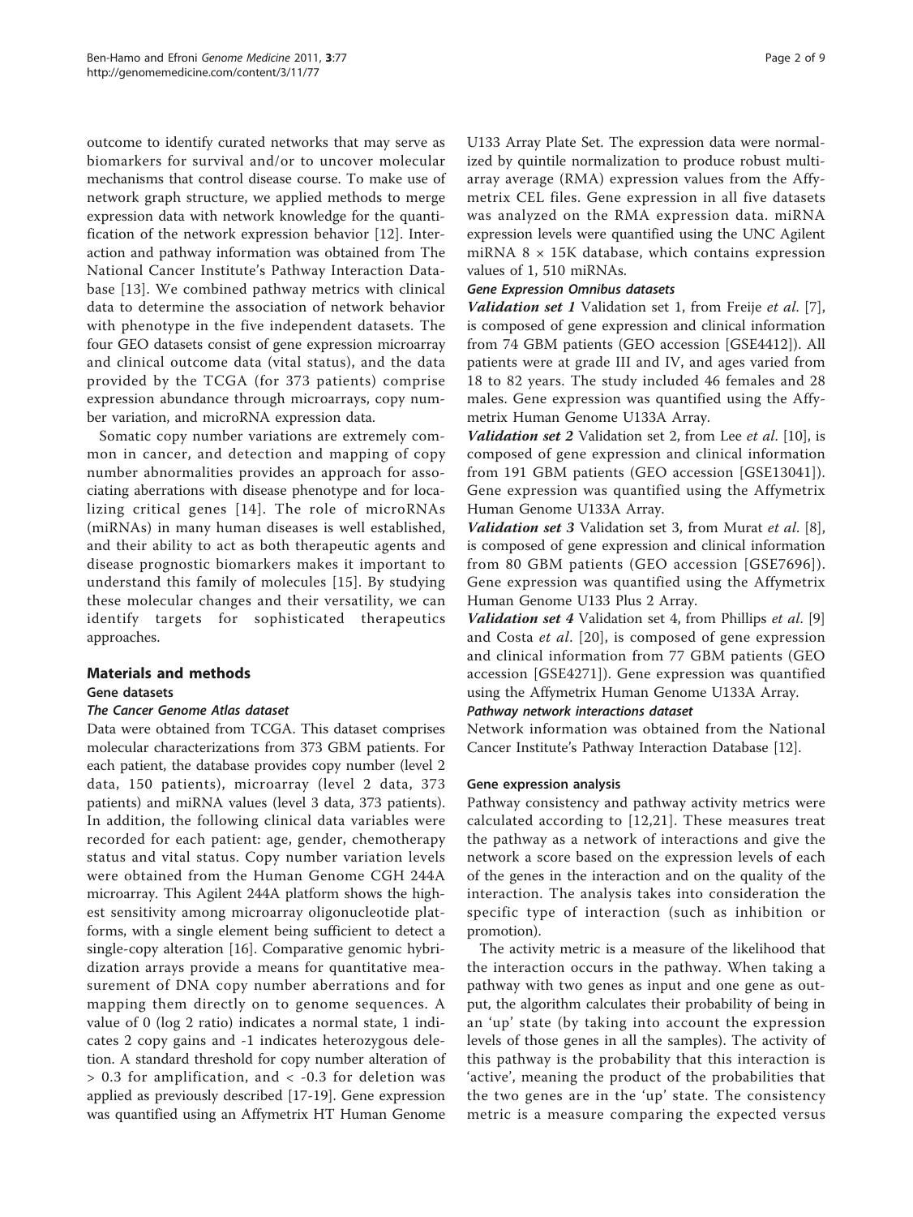outcome to identify curated networks that may serve as biomarkers for survival and/or to uncover molecular mechanisms that control disease course. To make use of network graph structure, we applied methods to merge expression data with network knowledge for the quantification of the network expression behavior [12]. Interaction and pathway information was obtained from The National Cancer Institute's Pathway Interaction Database [13]. We combined pathway metrics with clinical data to determine the association of network behavior with phenotype in the five independent datasets. The four GEO datasets consist of gene expression microarray and clinical outcome data (vital status), and the data provided by the TCGA (for 373 patients) comprise expression abundance through microarrays, copy number variation, and microRNA expression data.

Somatic copy number variations are extremely common in cancer, and detection and mapping of copy number abnormalities provides an approach for associating aberrations with disease phenotype and for localizing critical genes [14]. The role of microRNAs (miRNAs) in many human diseases is well established, and their ability to act as both therapeutic agents and disease prognostic biomarkers makes it important to understand this family of molecules [15]. By studying these molecular changes and their versatility, we can identify targets for sophisticated therapeutics approaches.

## Materials and methods

### Gene datasets

#### *The Cancer Genome Atlas dataset*

Data were obtained from TCGA. This dataset comprises molecular characterizations from 373 GBM patients. For each patient, the database provides copy number (level 2 data, 150 patients), microarray (level 2 data, 373 patients) and miRNA values (level 3 data, 373 patients). In addition, the following clinical data variables were recorded for each patient: age, gender, chemotherapy status and vital status. Copy number variation levels were obtained from the Human Genome CGH 244A microarray. This Agilent 244A platform shows the highest sensitivity among microarray oligonucleotide platforms, with a single element being sufficient to detect a single-copy alteration [16]. Comparative genomic hybridization arrays provide a means for quantitative measurement of DNA copy number aberrations and for mapping them directly on to genome sequences. A value of 0 (log 2 ratio) indicates a normal state, 1 indicates 2 copy gains and -1 indicates heterozygous deletion. A standard threshold for copy number alteration of > 0.3 for amplification, and < -0.3 for deletion was applied as previously described [17-19]. Gene expression was quantified using an Affymetrix HT Human Genome U133 Array Plate Set. The expression data were normalized by quintile normalization to produce robust multi-array average (RMA) expression values from the Affymetrix CEL files. Gene expression in all five datasets was analyzed on the RMA expression data. miRNA expression levels were quantified using the UNC Agilent miRNA 8 × 15K database, which contains expression values of 1, 510 miRNAs.

#### *Gene Expression Omnibus datasets*

***Validation set 1*** Validation set 1, from Freije *et al*. [7], is composed of gene expression and clinical information from 74 GBM patients (GEO accession [GSE4412]). All patients were at grade III and IV, and ages varied from 18 to 82 years. The study included 46 females and 28 males. Gene expression was quantified using the Affymetrix Human Genome U133A Array.

***Validation set 2*** Validation set 2, from Lee *et al*. [10], is composed of gene expression and clinical information from 191 GBM patients (GEO accession [GSE13041]). Gene expression was quantified using the Affymetrix Human Genome U133A Array.

***Validation set 3*** Validation set 3, from Murat *et al*. [8], is composed of gene expression and clinical information from 80 GBM patients (GEO accession [GSE7696]). Gene expression was quantified using the Affymetrix Human Genome U133 Plus 2 Array.

***Validation set 4*** Validation set 4, from Phillips *et al*. [9] and Costa *et al*. [20], is composed of gene expression and clinical information from 77 GBM patients (GEO accession [GSE4271]). Gene expression was quantified using the Affymetrix Human Genome U133A Array.

#### *Pathway network interactions dataset*

Network information was obtained from the National Cancer Institute's Pathway Interaction Database [12].

### Gene expression analysis

Pathway consistency and pathway activity metrics were calculated according to [12,21]. These measures treat the pathway as a network of interactions and give the network a score based on the expression levels of each of the genes in the interaction and on the quality of the interaction. The analysis takes into consideration the specific type of interaction (such as inhibition or promotion).

The activity metric is a measure of the likelihood that the interaction occurs in the pathway. When taking a pathway with two genes as input and one gene as output, the algorithm calculates their probability of being in an 'up' state (by taking into account the expression levels of those genes in all the samples). The activity of this pathway is the probability that this interaction is 'active', meaning the product of the probabilities that the two genes are in the 'up' state. The consistency metric is a measure comparing the expected versus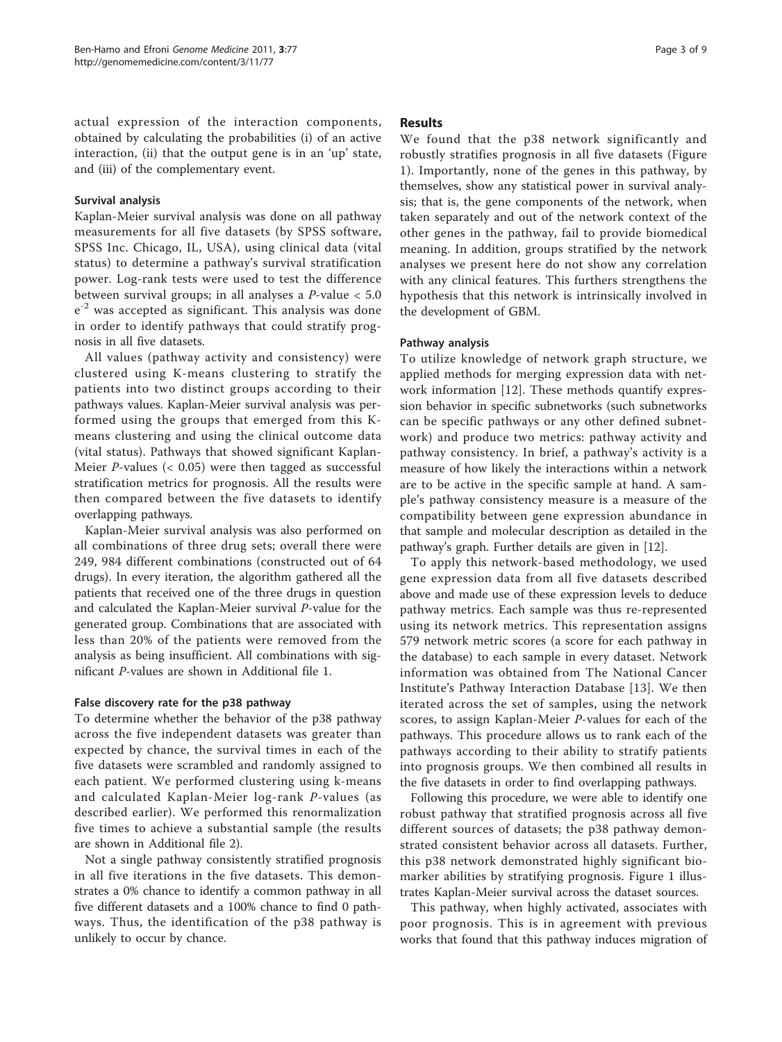actual expression of the interaction components, obtained by calculating the probabilities (i) of an active interaction, (ii) that the output gene is in an 'up' state, and (iii) of the complementary event.

### Survival analysis

Kaplan-Meier survival analysis was done on all pathway measurements for all five datasets (by SPSS software, SPSS Inc. Chicago, IL, USA), using clinical data (vital status) to determine a pathway's survival stratification power. Log-rank tests were used to test the difference between survival groups; in all analyses a *P*-value < 5.0 $e^{-2}$ was accepted as significant. This analysis was done in order to identify pathways that could stratify prognosis in all five datasets.

All values (pathway activity and consistency) were clustered using K-means clustering to stratify the patients into two distinct groups according to their pathways values. Kaplan-Meier survival analysis was performed using the groups that emerged from this K-means clustering and using the clinical outcome data (vital status). Pathways that showed significant Kaplan-Meier *P*-values (< 0.05) were then tagged as successful stratification metrics for prognosis. All the results were then compared between the five datasets to identify overlapping pathways.

Kaplan-Meier survival analysis was also performed on all combinations of three drug sets; overall there were 249, 984 different combinations (constructed out of 64 drugs). In every iteration, the algorithm gathered all the patients that received one of the three drugs in question and calculated the Kaplan-Meier survival *P*-value for the generated group. Combinations that are associated with less than 20% of the patients were removed from the analysis as being insufficient. All combinations with significant *P*-values are shown in Additional file 1.

### False discovery rate for the p38 pathway

To determine whether the behavior of the p38 pathway across the five independent datasets was greater than expected by chance, the survival times in each of the five datasets were scrambled and randomly assigned to each patient. We performed clustering using k-means and calculated Kaplan-Meier log-rank *P*-values (as described earlier). We performed this renormalization five times to achieve a substantial sample (the results are shown in Additional file 2).

Not a single pathway consistently stratified prognosis in all five iterations in the five datasets. This demonstrates a 0% chance to identify a common pathway in all five different datasets and a 100% chance to find 0 pathways. Thus, the identification of the p38 pathway is unlikely to occur by chance.

## Results

We found that the p38 network significantly and robustly stratifies prognosis in all five datasets (Figure 1). Importantly, none of the genes in this pathway, by themselves, show any statistical power in survival analysis; that is, the gene components of the network, when taken separately and out of the network context of the other genes in the pathway, fail to provide biomedical meaning. In addition, groups stratified by the network analyses we present here do not show any correlation with any clinical features. This furthers strengthens the hypothesis that this network is intrinsically involved in the development of GBM.

### Pathway analysis

To utilize knowledge of network graph structure, we applied methods for merging expression data with network information [12]. These methods quantify expression behavior in specific subnetworks (such subnetworks can be specific pathways or any other defined subnetwork) and produce two metrics: pathway activity and pathway consistency. In brief, a pathway's activity is a measure of how likely the interactions within a network are to be active in the specific sample at hand. A sample's pathway consistency measure is a measure of the compatibility between gene expression abundance in that sample and molecular description as detailed in the pathway's graph. Further details are given in [12].

To apply this network-based methodology, we used gene expression data from all five datasets described above and made use of these expression levels to deduce pathway metrics. Each sample was thus re-represented using its network metrics. This representation assigns 579 network metric scores (a score for each pathway in the database) to each sample in every dataset. Network information was obtained from The National Cancer Institute's Pathway Interaction Database [13]. We then iterated across the set of samples, using the network scores, to assign Kaplan-Meier *P*-values for each of the pathways. This procedure allows us to rank each of the pathways according to their ability to stratify patients into prognosis groups. We then combined all results in the five datasets in order to find overlapping pathways.

Following this procedure, we were able to identify one robust pathway that stratified prognosis across all five different sources of datasets; the p38 pathway demonstrated consistent behavior across all datasets. Further, this p38 network demonstrated highly significant biomarker abilities by stratifying prognosis. Figure 1 illustrates Kaplan-Meier survival across the dataset sources.

This pathway, when highly activated, associates with poor prognosis. This is in agreement with previous works that found that this pathway induces migration of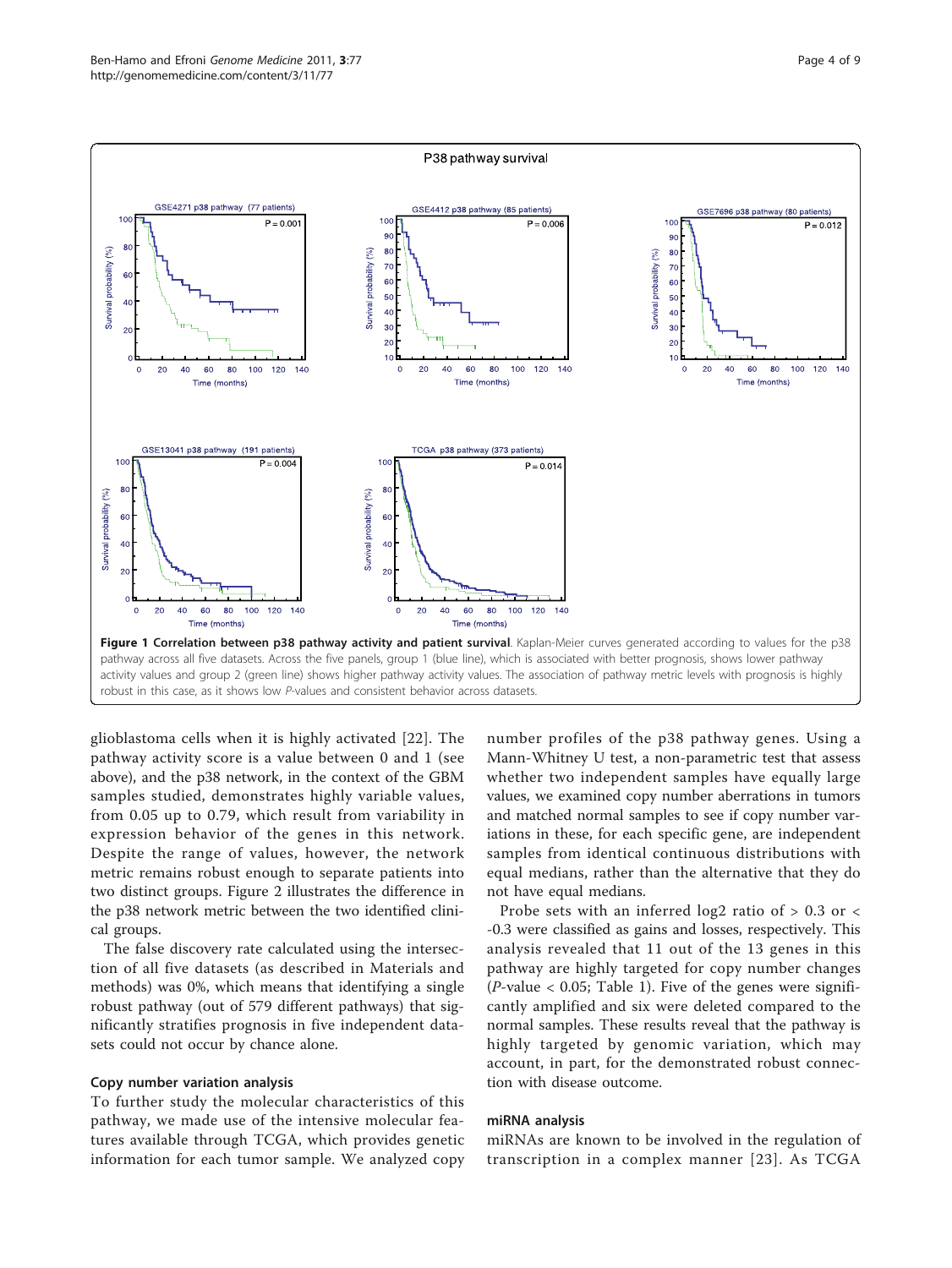Figure 1 Correlation between p38 pathway activity and patient survival. Kaplan-Meier curves generated according to values for the p38 pathway across all five datasets. Across the five panels, group 1 (blue line), which is associated with better prognosis, shows lower pathway activity values and group 2 (green line) shows higher pathway activity values. The association of pathway metric levels with prognosis is highly robust in this case, as it shows low *P*-values and consistent behavior across datasets.

glioblastoma cells when it is highly activated [22]. The pathway activity score is a value between 0 and 1 (see above), and the p38 network, in the context of the GBM samples studied, demonstrates highly variable values, from 0.05 up to 0.79, which result from variability in expression behavior of the genes in this network. Despite the range of values, however, the network metric remains robust enough to separate patients into two distinct groups. Figure 2 illustrates the difference in the p38 network metric between the two identified clinical groups.

The false discovery rate calculated using the intersection of all five datasets (as described in Materials and methods) was 0%, which means that identifying a single robust pathway (out of 579 different pathways) that significantly stratifies prognosis in five independent datasets could not occur by chance alone.

### Copy number variation analysis

To further study the molecular characteristics of this pathway, we made use of the intensive molecular features available through TCGA, which provides genetic information for each tumor sample. We analyzed copy number profiles of the p38 pathway genes. Using a Mann-Whitney U test, a non-parametric test that assess whether two independent samples have equally large values, we examined copy number aberrations in tumors and matched normal samples to see if copy number variations in these, for each specific gene, are independent samples from identical continuous distributions with equal medians, rather than the alternative that they do not have equal medians.

Probe sets with an inferred log2 ratio of > 0.3 or < -0.3 were classified as gains and losses, respectively. This analysis revealed that 11 out of the 13 genes in this pathway are highly targeted for copy number changes (*P*-value < 0.05; Table 1). Five of the genes were significantly amplified and six were deleted compared to the normal samples. These results reveal that the pathway is highly targeted by genomic variation, which may account, in part, for the demonstrated robust connection with disease outcome.

### miRNA analysis

miRNAs are known to be involved in the regulation of transcription in a complex manner [23]. As TCGA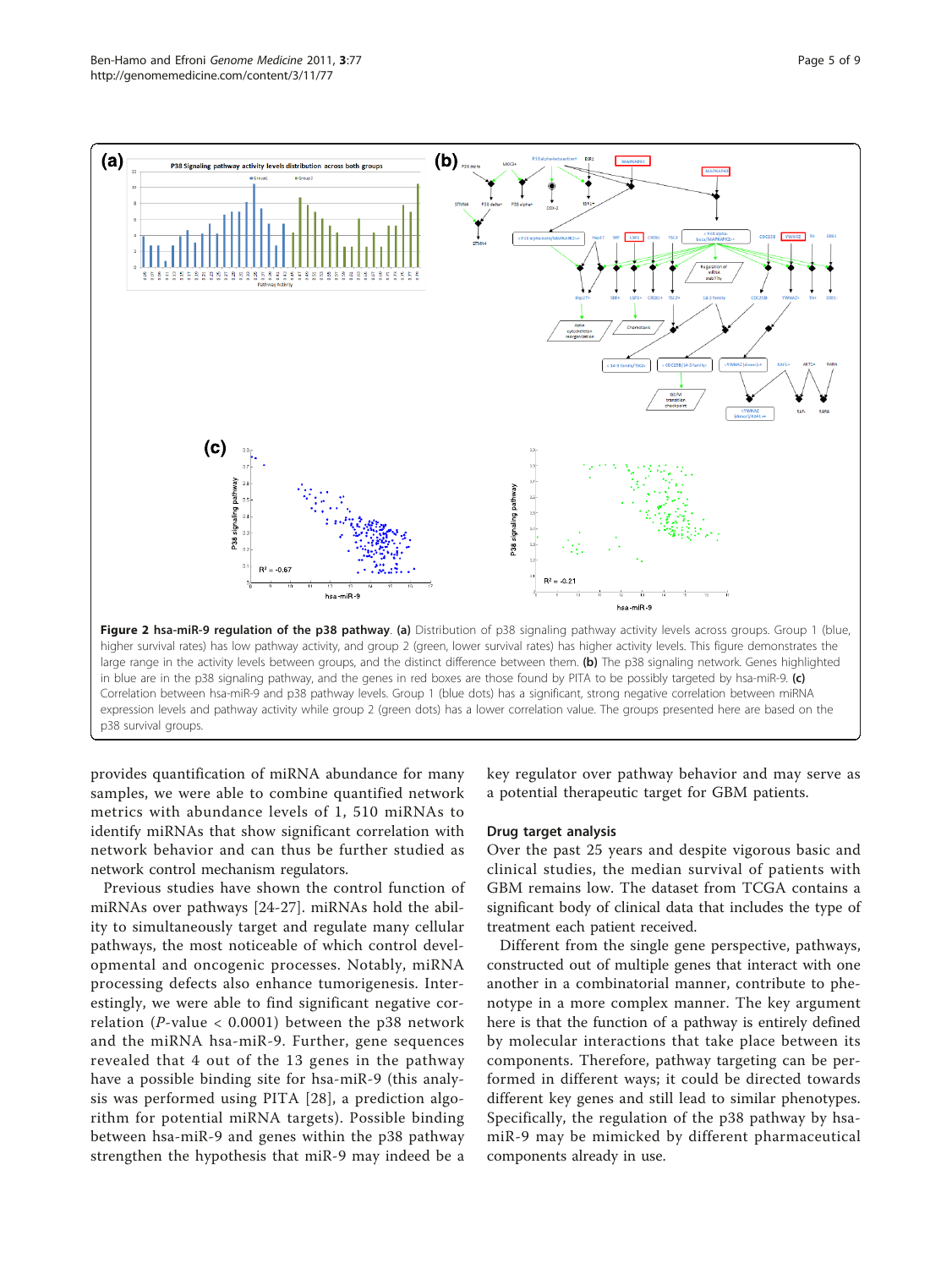**Figure 2 hsa-miR-9 regulation of the p38 pathway. (a)** Distribution of p38 signaling pathway activity levels across groups. Group 1 (blue, higher survival rates) has low pathway activity, and group 2 (green, lower survival rates) has higher activity levels. This figure demonstrates the large range in the activity levels between groups, and the distinct difference between them. **(b)** The p38 signaling network. Genes highlighted in blue are in the p38 signaling pathway, and the genes in red boxes are those found by PITA to be possibly targeted by hsa-miR-9. **(c)** Correlation between hsa-miR-9 and p38 pathway levels. Group 1 (blue dots) has a significant, strong negative correlation between miRNA expression levels and pathway activity while group 2 (green dots) has a lower correlation value. The groups presented here are based on the p38 survival groups.

provides quantification of miRNA abundance for many samples, we were able to combine quantified network metrics with abundance levels of 1, 510 miRNAs to identify miRNAs that show significant correlation with network behavior and can thus be further studied as network control mechanism regulators.

Previous studies have shown the control function of miRNAs over pathways [24-27]. miRNAs hold the ability to simultaneously target and regulate many cellular pathways, the most noticeable of which control developmental and oncogenic processes. Notably, miRNA processing defects also enhance tumorigenesis. Interestingly, we were able to find significant negative correlation ($P$-value $< 0.0001$) between the p38 network and the miRNA hsa-miR-9. Further, gene sequences revealed that 4 out of the 13 genes in the pathway have a possible binding site for hsa-miR-9 (this analysis was performed using PITA [28], a prediction algorithm for potential miRNA targets). Possible binding between hsa-miR-9 and genes within the p38 pathway strengthen the hypothesis that miR-9 may indeed be a key regulator over pathway behavior and may serve as a potential therapeutic target for GBM patients.

### Drug target analysis

Over the past 25 years and despite vigorous basic and clinical studies, the median survival of patients with GBM remains low. The dataset from TCGA contains a significant body of clinical data that includes the type of treatment each patient received.

Different from the single gene perspective, pathways, constructed out of multiple genes that interact with one another in a combinatorial manner, contribute to phenotype in a more complex manner. The key argument here is that the function of a pathway is entirely defined by molecular interactions that take place between its components. Therefore, pathway targeting can be performed in different ways; it could be directed towards different key genes and still lead to similar phenotypes. Specifically, the regulation of the p38 pathway by hsa-miR-9 may be mimicked by different pharmaceutical components already in use.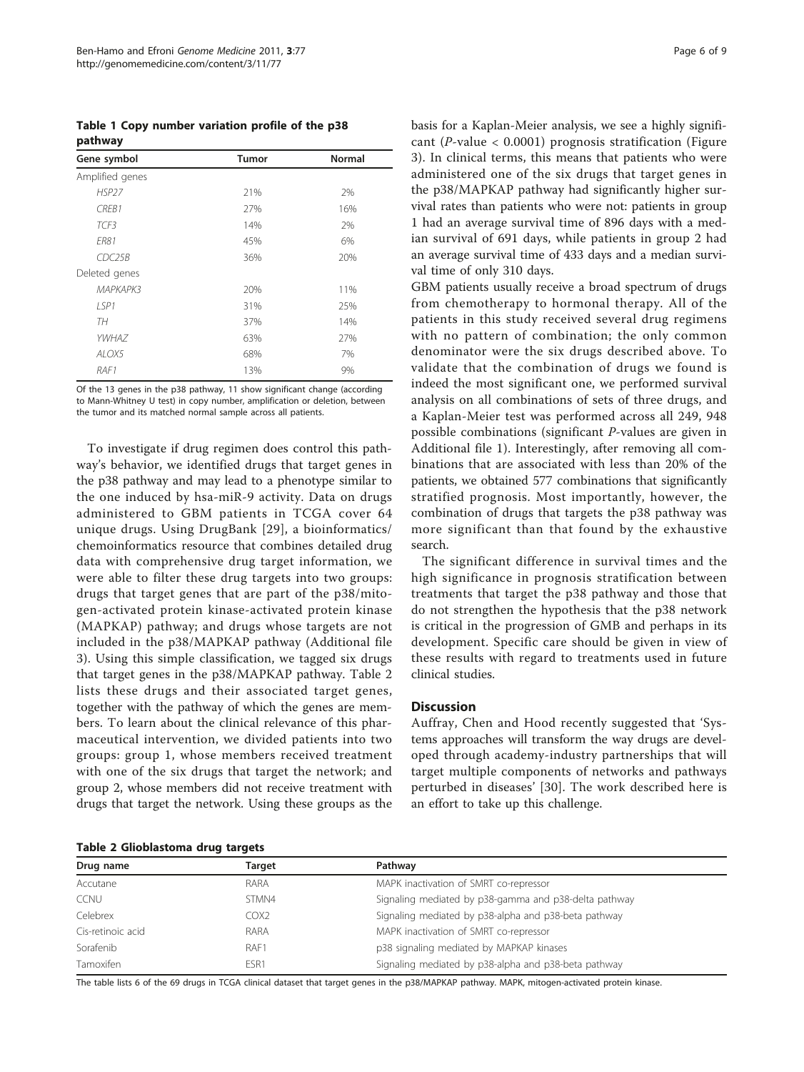**Table 1 Copy number variation profile of the p38 pathway**

| Gene symbol | Tumor | Normal |
|---|---|---|
| Amplified genes | | |
| *HSP27* | 21% | 2% |
| *CREB1* | 27% | 16% |
| *TCF3* | 14% | 2% |
| *ER81* | 45% | 6% |
| *CDC25B* | 36% | 20% |
| Deleted genes | | |
| *MAPKAPK3* | 20% | 11% |
| *LSP1* | 31% | 25% |
| *TH* | 37% | 14% |
| *YWHAZ* | 63% | 27% |
| *ALOX5* | 68% | 7% |
| *RAF1* | 13% | 9% |

Of the 13 genes in the p38 pathway, 11 show significant change (according to Mann-Whitney U test) in copy number, amplification or deletion, between the tumor and its matched normal sample across all patients.

To investigate if drug regimen does control this pathway's behavior, we identified drugs that target genes in the p38 pathway and may lead to a phenotype similar to the one induced by hsa-miR-9 activity. Data on drugs administered to GBM patients in TCGA cover 64 unique drugs. Using DrugBank [29], a bioinformatics/chemoinformatics resource that combines detailed drug data with comprehensive drug target information, we were able to filter these drug targets into two groups: drugs that target genes that are part of the p38/mitogen-activated protein kinase-activated protein kinase (MAPKAP) pathway; and drugs whose targets are not included in the p38/MAPKAP pathway (Additional file 3). Using this simple classification, we tagged six drugs that target genes in the p38/MAPKAP pathway. Table 2 lists these drugs and their associated target genes, together with the pathway of which the genes are members. To learn about the clinical relevance of this pharmaceutical intervention, we divided patients into two groups: group 1, whose members received treatment with one of the six drugs that target the network; and group 2, whose members did not receive treatment with drugs that target the network. Using these groups as the basis for a Kaplan-Meier analysis, we see a highly significant (*P*-value < 0.0001) prognosis stratification (Figure 3). In clinical terms, this means that patients who were administered one of the six drugs that target genes in the p38/MAPKAP pathway had significantly higher survival rates than patients who were not: patients in group 1 had an average survival time of 896 days with a median survival of 691 days, while patients in group 2 had an average survival time of 433 days and a median survival time of only 310 days.

GBM patients usually receive a broad spectrum of drugs from chemotherapy to hormonal therapy. All of the patients in this study received several drug regimens with no pattern of combination; the only common denominator were the six drugs described above. To validate that the combination of drugs we found is indeed the most significant one, we performed survival analysis on all combinations of sets of three drugs, and a Kaplan-Meier test was performed across all 249, 948 possible combinations (significant *P*-values are given in Additional file 1). Interestingly, after removing all combinations that are associated with less than 20% of the patients, we obtained 577 combinations that significantly stratified prognosis. Most importantly, however, the combination of drugs that targets the p38 pathway was more significant than that found by the exhaustive search.

The significant difference in survival times and the high significance in prognosis stratification between treatments that target the p38 pathway and those that do not strengthen the hypothesis that the p38 network is critical in the progression of GMB and perhaps in its development. Specific care should be given in view of these results with regard to treatments used in future clinical studies.

## Discussion

Auffray, Chen and Hood recently suggested that 'Systems approaches will transform the way drugs are developed through academy-industry partnerships that will target multiple components of networks and pathways perturbed in diseases' [30]. The work described here is an effort to take up this challenge.

**Table 2 Glioblastoma drug targets**

| Drug name | Target | Pathway |
|---|---|---|
| Accutane | RARA | MAPK inactivation of SMRT co-repressor |
| CCNU | STMN4 | Signaling mediated by p38-gamma and p38-delta pathway |
| Celebrex | COX2 | Signaling mediated by p38-alpha and p38-beta pathway |
| Cis-retinoic acid | RARA | MAPK inactivation of SMRT co-repressor |
| Sorafenib | RAF1 | p38 signaling mediated by MAPKAP kinases |
| Tamoxifen | ESR1 | Signaling mediated by p38-alpha and p38-beta pathway |

The table lists 6 of the 69 drugs in TCGA clinical dataset that target genes in the p38/MAPKAP pathway. MAPK, mitogen-activated protein kinase.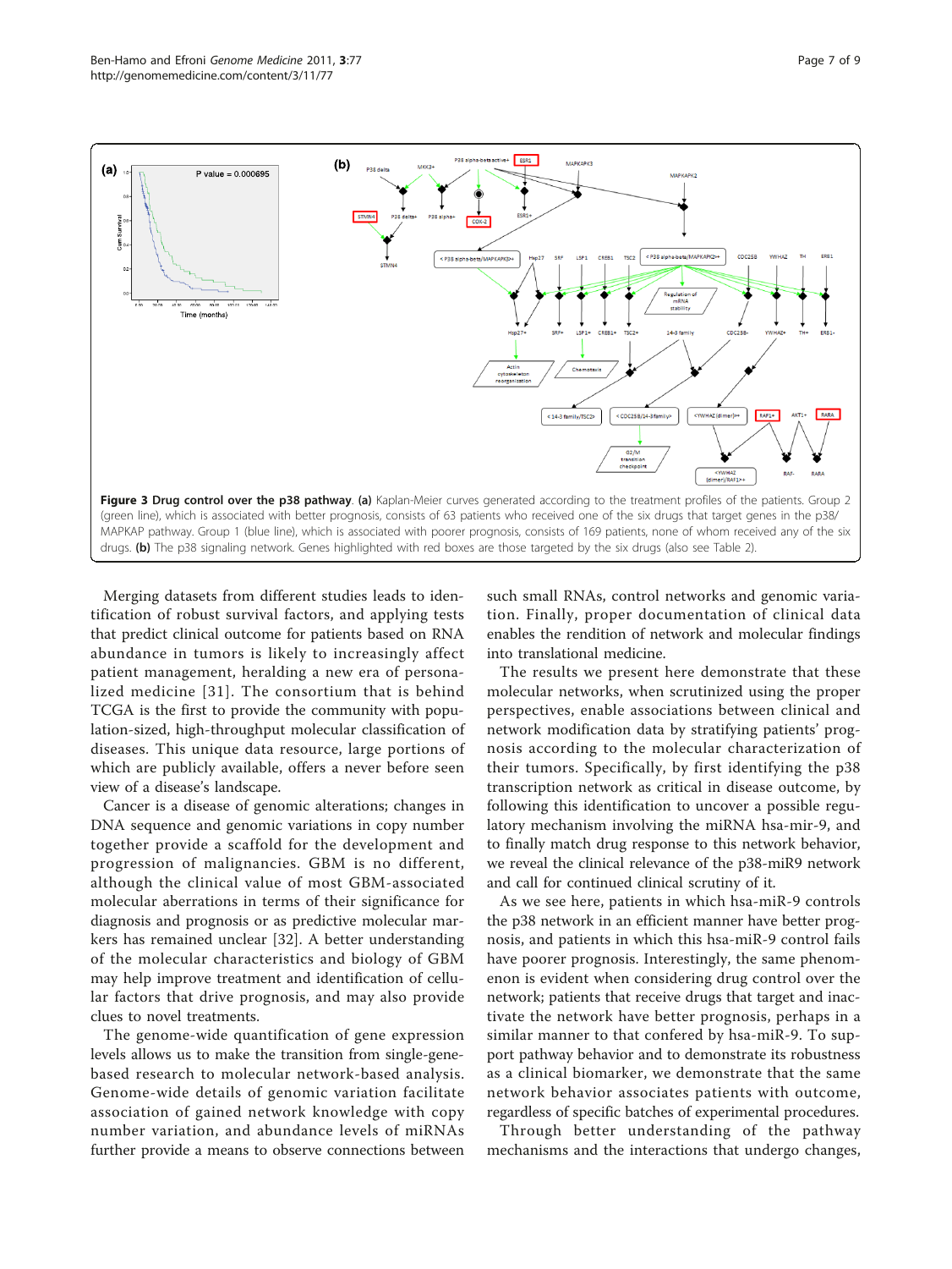(a)

P value = 0.000695

Cum Survival

Time (months)

(b)

**Figure 3 Drug control over the p38 pathway**. **(a)** Kaplan-Meier curves generated according to the treatment profiles of the patients. Group 2 (green line), which is associated with better prognosis, consists of 63 patients who received one of the six drugs that target genes in the p38/MAPKAP pathway. Group 1 (blue line), which is associated with poorer prognosis, consists of 169 patients, none of whom received any of the six drugs. **(b)** The p38 signaling network. Genes highlighted with red boxes are those targeted by the six drugs (also see Table 2).

Merging datasets from different studies leads to identification of robust survival factors, and applying tests that predict clinical outcome for patients based on RNA abundance in tumors is likely to increasingly affect patient management, heralding a new era of personalized medicine [31]. The consortium that is behind TCGA is the first to provide the community with population-sized, high-throughput molecular classification of diseases. This unique data resource, large portions of which are publicly available, offers a never before seen view of a disease's landscape.

Cancer is a disease of genomic alterations; changes in DNA sequence and genomic variations in copy number together provide a scaffold for the development and progression of malignancies. GBM is no different, although the clinical value of most GBM-associated molecular aberrations in terms of their significance for diagnosis and prognosis or as predictive molecular markers has remained unclear [32]. A better understanding of the molecular characteristics and biology of GBM may help improve treatment and identification of cellular factors that drive prognosis, and may also provide clues to novel treatments.

The genome-wide quantification of gene expression levels allows us to make the transition from single-gene-based research to molecular network-based analysis. Genome-wide details of genomic variation facilitate association of gained network knowledge with copy number variation, and abundance levels of miRNAs further provide a means to observe connections between such small RNAs, control networks and genomic variation. Finally, proper documentation of clinical data enables the rendition of network and molecular findings into translational medicine.

The results we present here demonstrate that these molecular networks, when scrutinized using the proper perspectives, enable associations between clinical and network modification data by stratifying patients' prognosis according to the molecular characterization of their tumors. Specifically, by first identifying the p38 transcription network as critical in disease outcome, by following this identification to uncover a possible regulatory mechanism involving the miRNA hsa-mir-9, and to finally match drug response to this network behavior, we reveal the clinical relevance of the p38-miR9 network and call for continued clinical scrutiny of it.

As we see here, patients in which hsa-miR-9 controls the p38 network in an efficient manner have better prognosis, and patients in which this hsa-miR-9 control fails have poorer prognosis. Interestingly, the same phenomenon is evident when considering drug control over the network; patients that receive drugs that target and inactivate the network have better prognosis, perhaps in a similar manner to that confered by hsa-miR-9. To support pathway behavior and to demonstrate its robustness as a clinical biomarker, we demonstrate that the same network behavior associates patients with outcome, regardless of specific batches of experimental procedures.

Through better understanding of the pathway mechanisms and the interactions that undergo changes,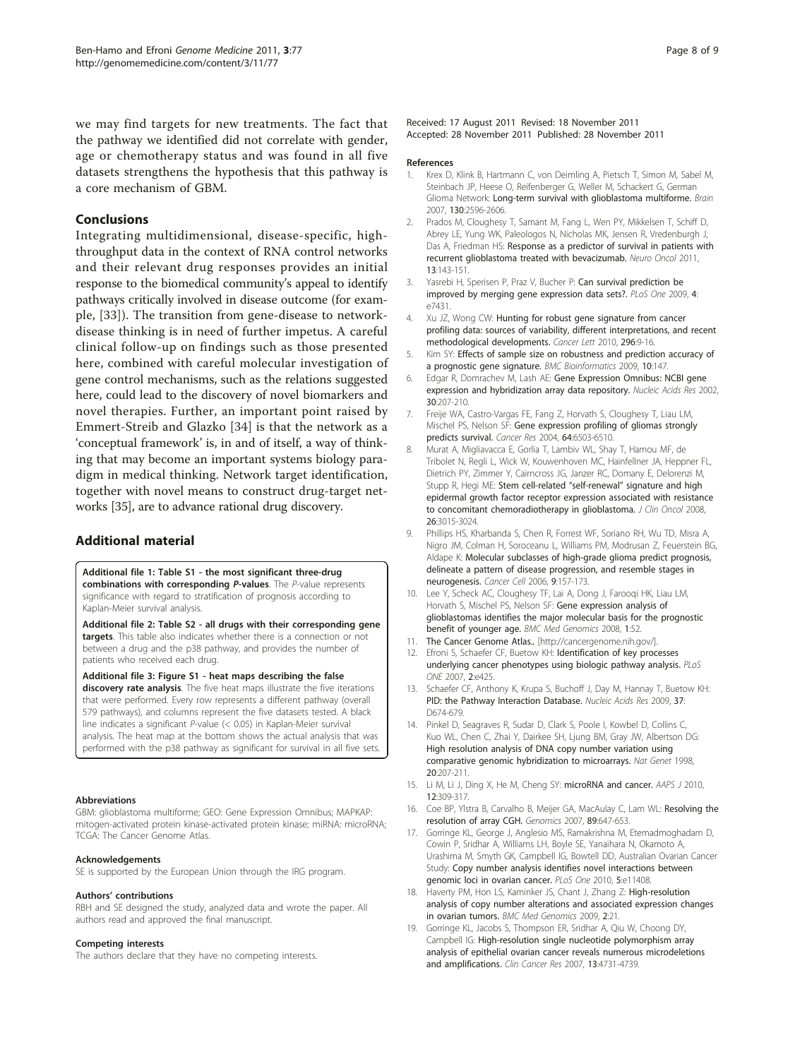we may find targets for new treatments. The fact that the pathway we identified did not correlate with gender, age or chemotherapy status and was found in all five datasets strengthens the hypothesis that this pathway is a core mechanism of GBM.

## Conclusions

Integrating multidimensional, disease-specific, high-throughput data in the context of RNA control networks and their relevant drug responses provides an initial response to the biomedical community's appeal to identify pathways critically involved in disease outcome (for example, [33]). The transition from gene-disease to network-disease thinking is in need of further impetus. A careful clinical follow-up on findings such as those presented here, combined with careful molecular investigation of gene control mechanisms, such as the relations suggested here, could lead to the discovery of novel biomarkers and novel therapies. Further, an important point raised by Emmert-Streib and Glazko [34] is that the network as a 'conceptual framework' is, in and of itself, a way of thinking that may become an important systems biology paradigm in medical thinking. Network target identification, together with novel means to construct drug-target networks [35], are to advance rational drug discovery.

## Additional material

**Additional file 1: Table S1 - the most significant three-drug combinations with corresponding *P*-values**. The *P*-value represents significance with regard to stratification of prognosis according to Kaplan-Meier survival analysis.

**Additional file 2: Table S2 - all drugs with their corresponding gene targets**. This table also indicates whether there is a connection or not between a drug and the p38 pathway, and provides the number of patients who received each drug.

**Additional file 3: Figure S1 - heat maps describing the false discovery rate analysis**. The five heat maps illustrate the five iterations that were performed. Every row represents a different pathway (overall 579 pathways), and columns represent the five datasets tested. A black line indicates a significant *P*-value (< 0.05) in Kaplan-Meier survival analysis. The heat map at the bottom shows the actual analysis that was performed with the p38 pathway as significant for survival in all five sets.

#### Abbreviations

GBM: glioblastoma multiforme; GEO: Gene Expression Omnibus; MAPKAP: mitogen-activated protein kinase-activated protein kinase; miRNA: microRNA; TCGA: The Cancer Genome Atlas.

#### Acknowledgements

SE is supported by the European Union through the IRG program.

#### Authors' contributions

RBH and SE designed the study, analyzed data and wrote the paper. All authors read and approved the final manuscript.

#### Competing interests

The authors declare that they have no competing interests.

Received: 17 August 2011 Revised: 18 November 2011
Accepted: 28 November 2011 Published: 28 November 2011

#### References

1. Krex D, Klink B, Hartmann C, von Deimling A, Pietsch T, Simon M, Sabel M, Steinbach JP, Heese O, Reifenberger G, Weller M, Schackert G, German Glioma Network: **Long-term survival with glioblastoma multiforme.** *Brain* 2007, **130**:2596-2606.
2. Prados M, Cloughesy T, Samant M, Fang L, Wen PY, Mikkelsen T, Schiff D, Abrey LE, Yung WK, Paleologos N, Nicholas MK, Jensen R, Vredenburgh J, Das A, Friedman HS: **Response as a predictor of survival in patients with recurrent glioblastoma treated with bevacizumab.** *Neuro Oncol* 2011, **13**:143-151.
3. Yasrebi H, Sperisen P, Praz V, Bucher P: **Can survival prediction be improved by merging gene expression data sets?.** *PLoS One* 2009, **4**: e7431.
4. Xu JZ, Wong CW: **Hunting for robust gene signature from cancer profiling data: sources of variability, different interpretations, and recent methodological developments.** *Cancer Lett* 2010, **296**:9-16.
5. Kim SY: **Effects of sample size on robustness and prediction accuracy of a prognostic gene signature.** *BMC Bioinformatics* 2009, **10**:147.
6. Edgar R, Domrachev M, Lash AE: **Gene Expression Omnibus: NCBI gene expression and hybridization array data repository.** *Nucleic Acids Res* 2002, **30**:207-210.
7. Freije WA, Castro-Vargas FE, Fang Z, Horvath S, Cloughesy T, Liau LM, Mischel PS, Nelson SF: **Gene expression profiling of gliomas strongly predicts survival.** *Cancer Res* 2004, **64**:6503-6510.
8. Murat A, Migliavacca E, Gorlia T, Lambiv WL, Shay T, Hamou MF, de Tribolet N, Regli L, Wick W, Kouwenhoven MC, Hainfellner JA, Heppner FL, Dietrich PY, Zimmer Y, Cairncross JG, Janzer RC, Domany E, Delorenzi M, Stupp R, Hegi ME: **Stem cell-related "self-renewal" signature and high epidermal growth factor receptor expression associated with resistance to concomitant chemoradiotherapy in glioblastoma.** *J Clin Oncol* 2008, **26**:3015-3024.
9. Phillips HS, Kharbanda S, Chen R, Forrest WF, Soriano RH, Wu TD, Misra A, Nigro JM, Colman H, Soroceanu L, Williams PM, Modrusan Z, Feuerstein BG, Aldape K: **Molecular subclasses of high-grade glioma predict prognosis, delineate a pattern of disease progression, and resemble stages in neurogenesis.** *Cancer Cell* 2006, **9**:157-173.
10. Lee Y, Scheck AC, Cloughesy TF, Lai A, Dong J, Farooqi HK, Liau LM, Horvath S, Mischel PS, Nelson SF: **Gene expression analysis of glioblastomas identifies the major molecular basis for the prognostic benefit of younger age.** *BMC Med Genomics* 2008, **1**:52.
11. **The Cancer Genome Atlas.**. [http://cancergenome.nih.gov/].
12. Efroni S, Schaefer CF, Buetow KH: **Identification of key processes underlying cancer phenotypes using biologic pathway analysis.** *PLoS ONE* 2007, **2**:e425.
13. Schaefer CF, Anthony K, Krupa S, Buchoff J, Day M, Hannay T, Buetow KH: **PID: the Pathway Interaction Database.** *Nucleic Acids Res* 2009, **37**: D674-679.
14. Pinkel D, Seagraves R, Sudar D, Clark S, Poole I, Kowbel D, Collins C, Kuo WL, Chen C, Zhai Y, Dairkee SH, Ljung BM, Gray JW, Albertson DG: **High resolution analysis of DNA copy number variation using comparative genomic hybridization to microarrays.** *Nat Genet* 1998, **20**:207-211.
15. Li M, Li J, Ding X, He M, Cheng SY: **microRNA and cancer.** *AAPS J* 2010, **12**:309-317.
16. Coe BP, Ylstra B, Carvalho B, Meijer GA, MacAulay C, Lam WL: **Resolving the resolution of array CGH.** *Genomics* 2007, **89**:647-653.
17. Gorringe KL, George J, Anglesio MS, Ramakrishna M, Etemadmoghadam D, Cowin P, Sridhar A, Williams LH, Boyle SE, Yanaihara N, Okamoto A, Urashima M, Smyth GK, Campbell IG, Bowtell DD, Australian Ovarian Cancer Study: **Copy number analysis identifies novel interactions between genomic loci in ovarian cancer.** *PLoS One* 2010, **5**:e11408.
18. Haverty PM, Hon LS, Kaminker JS, Chant J, Zhang Z: **High-resolution analysis of copy number alterations and associated expression changes in ovarian tumors.** *BMC Med Genomics* 2009, **2**:21.
19. Gorringe KL, Jacobs S, Thompson ER, Sridhar A, Qiu W, Choong DY, Campbell IG: **High-resolution single nucleotide polymorphism array analysis of epithelial ovarian cancer reveals numerous microdeletions and amplifications.** *Clin Cancer Res* 2007, **13**:4731-4739.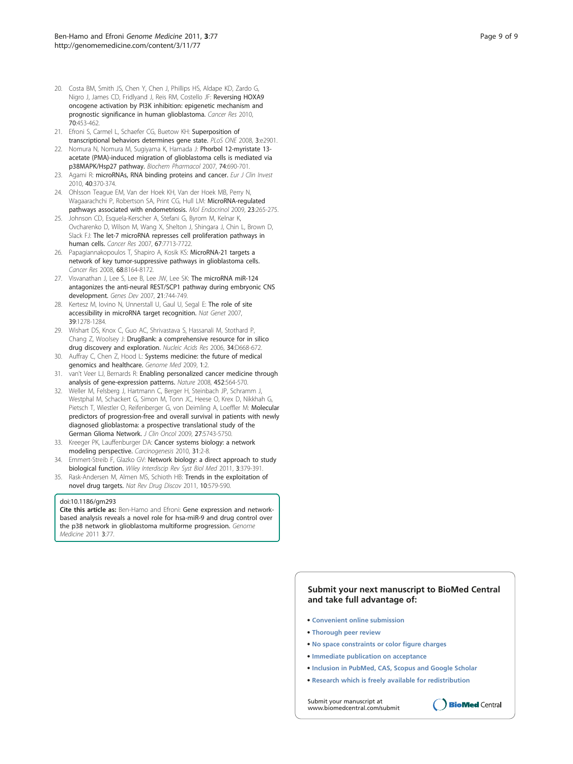20. Costa BM, Smith JS, Chen Y, Chen J, Phillips HS, Aldape KD, Zardo G, Nigro J, James CD, Fridlyand J, Reis RM, Costello JF: **Reversing HOXA9 oncogene activation by PI3K inhibition: epigenetic mechanism and prognostic significance in human glioblastoma.** *Cancer Res* 2010, **70**:453-462.
21. Efroni S, Carmel L, Schaefer CG, Buetow KH: **Superposition of transcriptional behaviors determines gene state.** *PLoS ONE* 2008, **3**:e2901.
22. Nomura N, Nomura M, Sugiyama K, Hamada J: **Phorbol 12-myristate 13-acetate (PMA)-induced migration of glioblastoma cells is mediated via p38MAPK/Hsp27 pathway.** *Biochem Pharmacol* 2007, **74**:690-701.
23. Agami R: **microRNAs, RNA binding proteins and cancer.** *Eur J Clin Invest* 2010, **40**:370-374.
24. Ohlsson Teague EM, Van der Hoek KH, Van der Hoek MB, Perry N, Wagaarachchi P, Robertson SA, Print CG, Hull LM: **MicroRNA-regulated pathways associated with endometriosis.** *Mol Endocrinol* 2009, **23**:265-275.
25. Johnson CD, Esquela-Kerscher A, Stefani G, Byrom M, Kelnar K, Ovcharenko D, Wilson M, Wang X, Shelton J, Shingara J, Chin L, Brown D, Slack FJ: **The let-7 microRNA represses cell proliferation pathways in human cells.** *Cancer Res* 2007, **67**:7713-7722.
26. Papagiannakopoulos T, Shapiro A, Kosik KS: **MicroRNA-21 targets a network of key tumor-suppressive pathways in glioblastoma cells.** *Cancer Res* 2008, **68**:8164-8172.
27. Visvanathan J, Lee S, Lee B, Lee JW, Lee SK: **The microRNA miR-124 antagonizes the anti-neural REST/SCP1 pathway during embryonic CNS development.** *Genes Dev* 2007, **21**:744-749.
28. Kertesz M, Iovino N, Unnerstall U, Gaul U, Segal E: **The role of site accessibility in microRNA target recognition.** *Nat Genet* 2007, **39**:1278-1284.
29. Wishart DS, Knox C, Guo AC, Shrivastava S, Hassanali M, Stothard P, Chang Z, Woolsey J: **DrugBank: a comprehensive resource for in silico drug discovery and exploration.** *Nucleic Acids Res* 2006, **34**:D668-672.
30. Auffray C, Chen Z, Hood L: **Systems medicine: the future of medical genomics and healthcare.** *Genome Med* 2009, **1**:2.
31. van't Veer LJ, Bernards R: **Enabling personalized cancer medicine through analysis of gene-expression patterns.** *Nature* 2008, **452**:564-570.
32. Weller M, Felsberg J, Hartmann C, Berger H, Steinbach JP, Schramm J, Westphal M, Schackert G, Simon M, Tonn JC, Heese O, Krex D, Nikkhah G, Pietsch T, Wiestler O, Reifenberger G, von Deimling A, Loeffler M: **Molecular predictors of progression-free and overall survival in patients with newly diagnosed glioblastoma: a prospective translational study of the German Glioma Network.** *J Clin Oncol* 2009, **27**:5743-5750.
33. Kreeger PK, Lauffenburger DA: **Cancer systems biology: a network modeling perspective.** *Carcinogenesis* 2010, **31**:2-8.
34. Emmert-Streib F, Glazko GV: **Network biology: a direct approach to study biological function.** *Wiley Interdiscip Rev Syst Biol Med* 2011, **3**:379-391.
35. Rask-Andersen M, Almen MS, Schioth HB: **Trends in the exploitation of novel drug targets.** *Nat Rev Drug Discov* 2011, **10**:579-590.

doi:10.1186/gm293

**Cite this article as:** Ben-Hamo and Efroni: Gene expression and network-based analysis reveals a novel role for hsa-miR-9 and drug control over the p38 network in glioblastoma multiforme progression. *Genome Medicine* 2011 **3**:77.

**Submit your next manuscript to BioMed Central and take full advantage of:**

- Convenient online submission
- Thorough peer review
- No space constraints or color figure charges
- Immediate publication on acceptance
- Inclusion in PubMed, CAS, Scopus and Google Scholar
- Research which is freely available for redistribution

Submit your manuscript at
www.biomedcentral.com/submit

BioMed Central